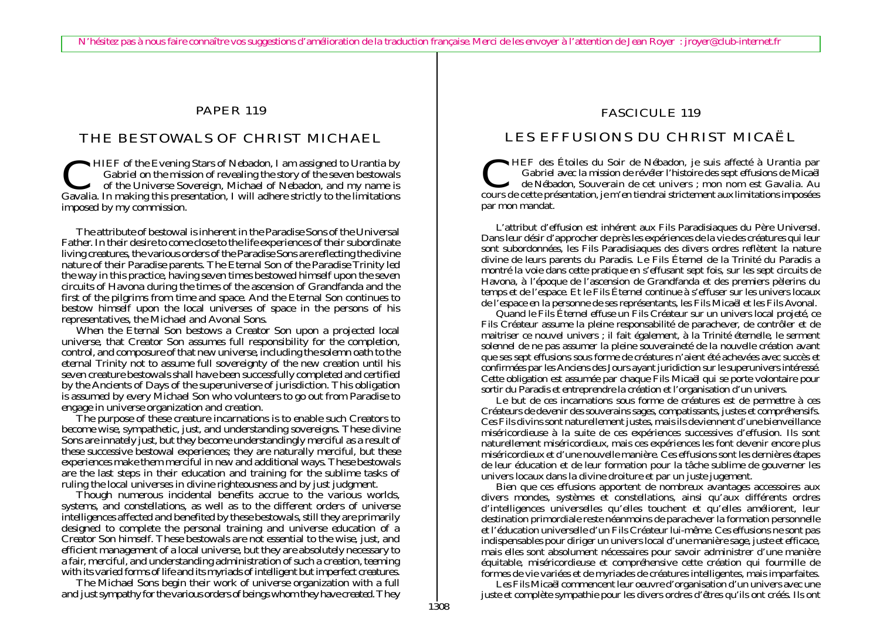N'hésitez pas à nous faire connaître vos suggestions d'amélioration de la traduction française. Merci de les envoyer à l'attention de Jean Royer : jroyer@club-internet.fr

# PAPER 119

## THE BESTOWALS OF CHRIST MICHAEL

CHIEF of the Evening Stars of Nebadon, I am assigned to Urantia by Gabriel on the mission of revealing the story of the seven bestowals of the Universe Sovereign, Michael of Nebadon, and my name is Gavalia. In making this presentation, I will adhere strictly to the limitations imposed by my commission.

The attribute of bestowal is inherent in the Paradise Sons of the Universal Father. In their desire to come close to the life experiences of their subordinate living creatures, the various orders of the Paradise Sons are reflecting the divine nature of their Paradise parents. The Eternal Son of the Paradise Trinity led the way in this practice, having seven times bestowed himself upon the seven circuits of Havona during the times of the ascension of Grandfanda and the first of the pilgrims from time and space. And the Eternal Son continues to bestow himself upon the local universes of space in the persons of his representatives, the Michael and Avonal Sons.

When the Eternal Son bestows a Creator Son upon a projected local universe, that Creator Son assumes full responsibility for the completion, control, and composure of that new universe, including the solemn oath to the eternal Trinity not to assume full sovereignty of the new creation until his seven creature bestowals shall have been successfully completed and certified by the Ancients of Days of the superuniverse of jurisdiction. This obligation is assumed by every Michael Son who volunteers to go out from Paradise to engage in universe organization and creation.

The purpose of these creature incarnations is to enable such Creators to become wise, sympathetic, just, and understanding sovereigns. These divine Sons are innately just, but they become understandingly merciful as a result of these successive bestowal experiences; they are naturally merciful, but these experiences make them merciful in new and additional ways. These bestowals are the last steps in their education and training for the sublime tasks of ruling the local universes in divine righteousness and by just judgment.

Though numerous incidental benefits accrue to the various worlds, systems, and constellations, as well as to the different orders of universe intelligences affected and benefited by these bestowals, still they are primarily designed to complete the personal training and universe education of a Creator Son himself. These bestowals are not essential to the wise, just, and efficient management of a local universe, but they are absolutely necessary to a fair, merciful, and understanding administration of such a creation, teeming with its varied forms of life and its myriads of intelligent but imperfect creatures.

The Michael Sons begin their work of universe organization with a full and just sympathy for the various orders of beings whom they have created. They

# FASCICULE 119

## LES EFFUSIONS DU CHRIST MICAËL

CHEF des Étoiles du Soir de Nébadon, je suis affecté à Urantia par Gabriel avec la mission de révéler l'histoire des sept effusions de Micaël de Nébadon, Souverain de cet univers ; mon nom est Gavalia. Au cours de cette présentation, je m'en tiendrai strictement aux limitations imposées par mon mandat.

L'attribut d'effusion est inhérent aux Fils Paradisiaques du Père Universel. Dans leur désir d'approcher de près les expériences de la vie des créatures qui leur sont subordonnées, les Fils Paradisiaques des divers ordres reflètent la nature divine de leurs parents du Paradis. Le Fils Éternel de la Trinité du Paradis a montré la voie dans cette pratique en s'effusant sept fois, sur les sept circuits de Havona, à l'époque de l'ascension de Grandfanda et des premiers pèlerins du temps et de l'espace. Et le Fils Éternel continue à s'effuser sur les univers locaux de l'espace en la personne de ses représentants, les Fils Micaël et les Fils Avonal.

Quand le Fils Éternel effuse un Fils Créateur sur un univers local projeté, ce Fils Créateur assume la pleine responsabilité de parachever, de contrôler et de maitriser ce nouvel univers ; il fait également, à la Trinité éternelle, le serment solennel de ne pas assumer la pleine souveraineté de la nouvelle création avant que ses sept effusions sous forme de créatures n'aient été achevées avec succès et confirmées par les Anciens des Jours ayant juridiction sur le superunivers intéressé. Cette obligation est assumée par chaque Fils Micaël qui se porte volontaire pour sortir du Paradis et entreprendre la création et l'organisation d'un univers.

Le but de ces incarnations sous forme de créatures est de permettre à ces Créateurs de devenir des souverains sages, compatissants, justes et compréhensifs. Ces Fils divins sont naturellement justes, mais ils deviennent d'une bienveillance miséricordieuse à la suite de ces expériences successives d'effusion. Ils sont naturellement miséricordieux, mais ces expériences les font devenir encore plus miséricordieux et d'une nouvelle manière. Ces effusions sont les dernières étapes de leur éducation et de leur formation pour la tâche sublime de gouverner les univers locaux dans la divine droiture et par un juste jugement.

Bien que ces effusions apportent de nombreux avantages accessoires aux divers mondes, systèmes et constellations, ainsi qu'aux différents ordres d'intelligences universelles qu'elles touchent et qu'elles améliorent, leur destination primordiale reste néanmoins de parachever la formation personnelle et l'éducation universelle d'un Fils Créateur lui-même. Ces effusions ne sont pas indispensables pour diriger un univers local d'une manière sage, juste et efficace, mais elles sont absolument nécessaires pour savoir administrer d'une manière équitable, miséricordieuse et compréhensive cette création qui fourmille de formes de vie variées et de myriades de créatures intelligentes, mais imparfaites.

Les Fils Micaël commencent leur oeuvre d'organisation d'un univers avec une juste et complète sympathie pour les divers ordres d'êtres qu'ils ont créés. Ils ont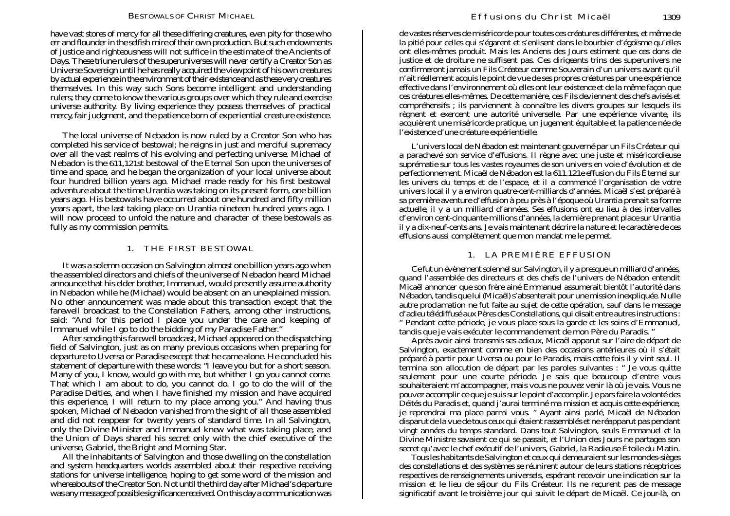have vast stores of mercy for all these differing creatures, even pity for those who err and flounder in the selfish mire of their own production. But such endowments of justice and righteousness will not suffice in the estimate of the Ancients of Days. These triune rulers of the superuniverses will never certify a Creator Son as Universe Sovereign until he has really acquired the viewpoint of his own creatures by actual experience in the environment of their existence and as these very creatures themselves. In this way such Sons become intelligent and understanding rulers; they come to know the various groups over which they rule and exercise universe authority. By living experience they possess themselves of practical mercy, fair judgment, and the patience born of experiential creature existence.

The local universe of Nebadon is now ruled by a Creator Son who has completed his service of bestowal; he reigns in just and merciful supremacy over all the vast realms of his evolving and perfecting universe. Michael of Nebadon is the 611,121st bestowal of the Eternal Son upon the universes of time and space, and he began the organization of your local universe about four hundred billion years ago. Michael made ready for his first bestowal adventure about the time Urantia was taking on its present form, one billion years ago. His bestowals have occurred about one hundred and fifty million years apart, the last taking place on Urantia nineteen hundred years ago. I will now proceed to unfold the nature and character of these bestowals as fully as my commission permits.

## 1. THE FIRST BESTOWAL

It was a solemn occasion on Salvington almost one billion years ago when the assembled directors and chiefs of the universe of Nebadon heard Michael announce that his elder brother, Immanuel, would presently assume authority in Nebadon while he (Michael) would be absent on an unexplained mission. No other announcement was made about this transaction except that the farewell broadcast to the Constellation Fathers, among other instructions, said: "And for this period I place you under the care and keeping of Immanuel while I go to do the bidding of my Paradise Father."

After sending this farewell broadcast, Michael appeared on the dispatching field of Salvington, just as on many previous occasions when preparing for departure to Uversa or Paradise except that he came alone. He concluded his statement of departure with these words: "I leave you but for a short season. Many of you, I know, would go with me, but whither I go you cannot come. That which I am about to do, you cannot do. I go to do the will of the Paradise Deities, and when I have finished my mission and have acquired this experience, I will return to my place among you." And having thus spoken, Michael of Nebadon vanished from the sight of all those assembled and did not reappear for twenty years of standard time. In all Salvington, only the Divine Minister and Immanuel knew what was taking place, and the Union of Days shared his secret only with the chief executive of the universe, Gabriel, the Bright and Morning Star.

All the inhabitants of Salvington and those dwelling on the constellation and system headquarters worlds assembled about their respective receiving stations for universe intelligence, hoping to get some word of the mission and whereabouts of the Creator Son. Not until the third day after Michael's departure was any message of possible significance received. On this day a communication was

de vastes réserves de miséricorde pour toutes ces créatures différentes, et même de la pitié pour celles qui s'égarent et s'enlisent dans le bourbier d'égoïsme qu'elles ont elles-mêmes produit. Mais les Anciens des Jours estiment que ces dons de justice et de droiture ne suffisent pas. Ces dirigeants trins des superunivers ne confirmeront jamais un Fils Créateur comme Souverain d'un univers avant qu'il n'ait réellement acquis le point de vue de ses propres créatures par une expérience effective dans l'environnement où elles ont leur existence et de la même façon que ces créatures elles-mêmes. De cette manière, ces Fils deviennent des chefs avisés et compréhensifs ; ils parviennent à connaitre les divers groupes sur lesquels ils règnent et exercent une autorité universelle. Par une expérience vivante, ils acquièrent une miséricorde pratique, un jugement équitable et la patience née de l'existence d'une créature expérientielle.

L'univers local de Nébadon est maintenant gouverné par un Fils Créateur qui a parachevé son service d'effusions. Il règne avec une juste et miséricordieuse suprématie sur tous les vastes royaumes de son univers en voie d'évolution et de perfectionnement. Micaël de Nébadon est la 611.121e effusion du Fils Éternel sur les univers du temps et de l'espace, et il a commencé l'organisation de votre univers local il y a environ quatre-cent-milliards d'années. Micaël s'est préparé à sa première aventure d'effusion à peu près à l'époque où Urantia prenait sa forme actuelle, il y a un milliard d'années. Ses effusions ont eu lieu à des intervalles d'environ cent-cinquante-millions d'années, la dernière prenant place sur Urantia il y a dix-neuf-cents ans. Je vais maintenant décrire la nature et le caractère de ces effusions aussi complètement que mon mandat me le permet.

## 1. LA PREMIÈRE EFFUSION

Ce fut un évènement solennel sur Salvington, il y a presque un milliard d'années, quand l'assemblée des directeurs et des chefs de l'univers de Nébadon entendit Micaël annoncer que son frère ainé Emmanuel assumerait bientôt l'autorité dans Nébadon, tandis que lui (Micaël) s'absenterait pour une mission inexpliquée. Nulle autre proclamation ne fut faite au sujet de cette opération, sauf dans le message d'adieu télédiffusé aux Pères des Constellations, qui disait entre autres instructions : " Pendant cette période, je vous place sous la garde et les soins d'Emmanuel, tandis que je vais exécuter le commandement de mon Père du Paradis. "

Après avoir ainsi transmis ses adieux, Micaël apparut sur l'aire de départ de Salvington, exactement comme en bien des occasions antérieures où il s'était préparé à partir pour Uversa ou pour le Paradis, mais cette fois il y vint seul. Il termina son allocution de départ par les paroles suivantes : " Je vous quitte seulement pour une courte période. Je sais que beaucoup d'entre vous souhaiteraient m'accompagner, mais vous ne pouvez venir là où je vais. Vous ne pouvez accomplir ce que je suis sur le point d'accomplir. Je pars faire la volonté des Déités du Paradis et, quand j'aurai terminé ma mission et acquis cette expérience, je reprendrai ma place parmi vous. " Ayant ainsi parlé, Micaël de Nébadon disparut de la vue de tous ceux qui étaient rassemblés et ne réapparut pas pendant vingt années du temps standard. Dans tout Salvington, seuls Emmanuel et la Divine Ministre savaient ce qui se passait, et l'Union des Jours ne partagea son secret qu'avec le chef exécutif de l'univers, Gabriel, la Radieuse Étoile du Matin.

Tous les habitants de Salvington et ceux qui demeuraient sur les mondes-sièges des constellations et des systèmes se réunirent autour de leurs stations réceptrices respectives de renseignements universels, espérant recevoir une indication sur la mission et le lieu de séjour du Fils Créateur. Ils ne reçurent pas de message significatif avant le troisième jour qui suivit le départ de Micaël. Ce jour-là, on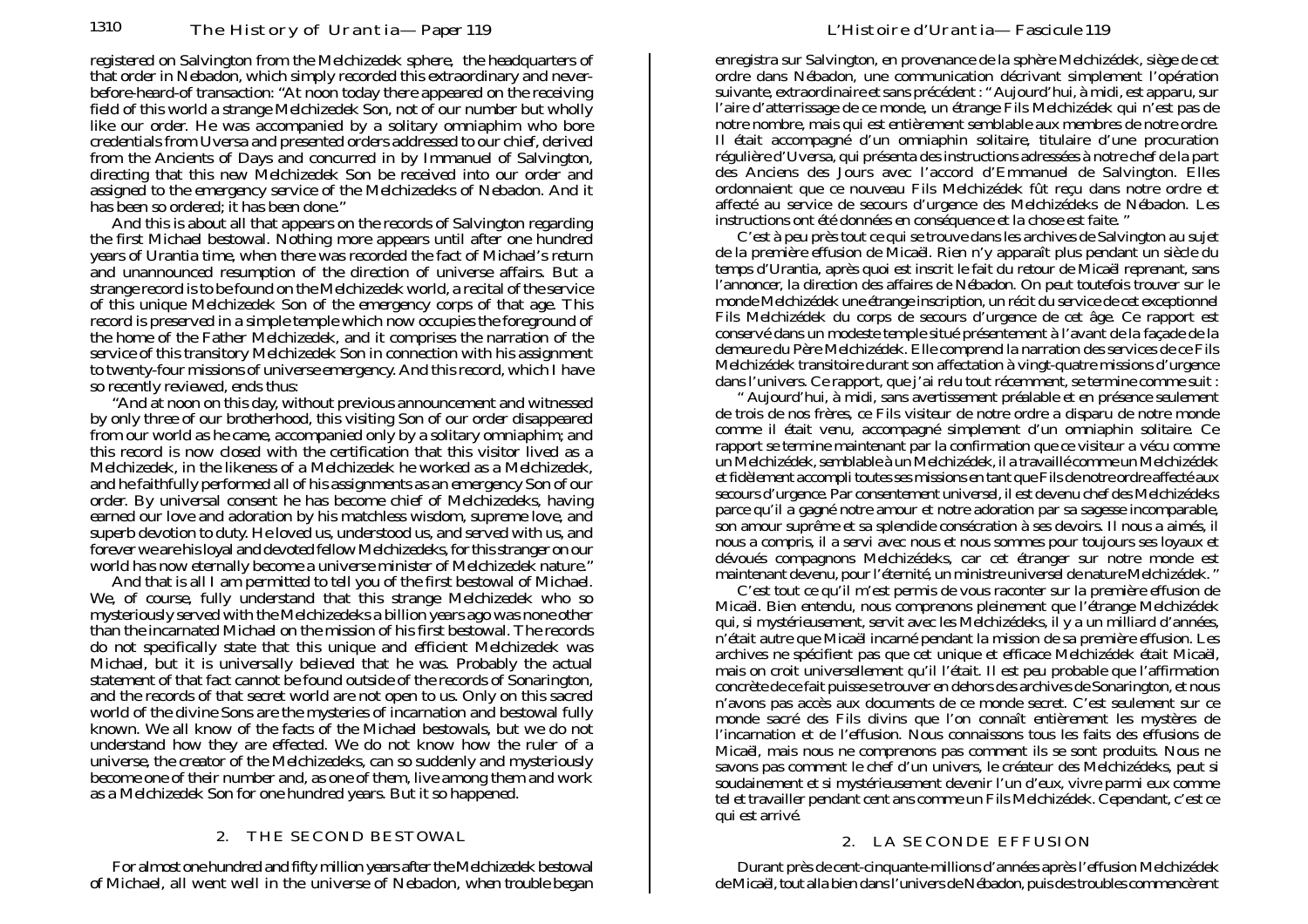registered on Salvington from the Melchizedek sphere, the headquarters of that order in Nebadon, which simply recorded this extraordinary and never-before-heard-of transaction: "At noon today there appeared on the receiving field of this world a strange Melchizedek Son, not of our number but wholly like our order. He was accompanied by a solitary omniaphim who bore credentials from Uversa and presented orders addressed to our chief, derived from the Ancients of Days and concurred in by Immanuel of Salvington, directing that this new Melchizedek Son be received into our order and assigned to the emergency service of the Melchizedeks of Nebadon. And it has been so ordered; it has been done."

And this is about all that appears on the records of Salvington regarding the first Michael bestowal. Nothing more appears until after one hundred years of Urantia time, when there was recorded the fact of Michael's return and unannounced resumption of the direction of universe affairs. But a strange record is to be found on the Melchizedek world, a recital of the service of this unique Melchizedek Son of the emergency corps of that age. This record is preserved in a simple temple which now occupies the foreground of the home of the Father Melchizedek, and it comprises the narration of the service of this transitory Melchizedek Son in connection with his assignment to twenty-four missions of universe emergency. And this record, which I have so recently reviewed, ends thus:

"And at noon on this day, without previous announcement and witnessed by only three of our brotherhood, this visiting Son of our order disappeared from our world as he came, accompanied only by a solitary omniaphim; and this record is now closed with the certification that this visitor lived as a Melchizedek, in the likeness of a Melchizedek he worked as a Melchizedek, and he faithfully performed all of his assignments as an emergency Son of our order. By universal consent he has become chief of Melchizedeks, having earned our love and adoration by his matchless wisdom, supreme love, and superb devotion to duty. He loved us, understood us, and served with us, and forever we are his loyal and devoted fellow Melchizedeks, for this stranger on our world has now eternally become a universe minister of Melchizedek nature."

And that is all I am permitted to tell you of the first bestowal of Michael. We, of course, fully understand that this strange Melchizedek who so mysteriously served with the Melchizedeks a billion years ago was none other than the incarnated Michael on the mission of his first bestowal. The records do not specifically state that this unique and efficient Melchizedek was Michael, but it is universally believed that he was. Probably the actual statement of that fact cannot be found outside of the records of Sonarington, and the records of that secret world are not open to us. Only on this sacred world of the divine Sons are the mysteries of incarnation and bestowal fully known. We all know of the facts of the Michael bestowals, but we do not understand how they are effected. We do not know how the ruler of a universe, the creator of the Melchizedeks, can so suddenly and mysteriously become one of their number and, as one of them, live among them and work as a Melchizedek Son for one hundred years. But it so happened.

## 2. THE SECOND BESTOWAL

For almost one hundred and fifty million years after the Melchizedek bestowal of Michael, all went well in the universe of Nebadon, when trouble began

enregistra sur Salvington, en provenance de la sphère Melchizédek, siège de cet ordre dans Nébadon, une communication décrivant simplement l'opération suivante, extraordinaire et sans précédent : " Aujourd'hui, à midi, est apparu, sur l'aire d'atterrissage de ce monde, un étrange Fils Melchizédek qui n'est pas de notre nombre, mais qui est entièrement semblable aux membres de notre ordre. Il était accompagné d'un omniaphin solitaire, titulaire d'une procuration régulière d'Uversa, qui présenta des instructions adressées à notre chef de la part des Anciens des Jours avec l'accord d'Emmanuel de Salvington. Elles ordonnaient que ce nouveau Fils Melchizédek fût reçu dans notre ordre et affecté au service de secours d'urgence des Melchizédeks de Nébadon. Les instructions ont été données en conséquence et la chose est faite. "

C'est à peu près tout ce qui se trouve dans les archives de Salvington au sujet de la première effusion de Micaël. Rien n'y apparaît plus pendant un siècle du temps d'Urantia, après quoi est inscrit le fait du retour de Micaël reprenant, sans l'annoncer, la direction des affaires de Nébadon. On peut toutefois trouver sur le monde Melchizédek une étrange inscription, un récit du service de cet exceptionnel Fils Melchizédek du corps de secours d'urgence de cet âge. Ce rapport est conservé dans un modeste temple situé présentement à l'avant de la façade de la demeure du Père Melchizédek. Elle comprend la narration des services de ce Fils Melchizédek transitoire durant son affectation à vingt-quatre missions d'urgence dans l'univers. Ce rapport, que j'ai relu tout récemment, se termine comme suit :

" Aujourd'hui, à midi, sans avertissement préalable et en présence seulement de trois de nos frères, ce Fils visiteur de notre ordre a disparu de notre monde comme il était venu, accompagné simplement d'un omniaphin solitaire. Ce rapport se termine maintenant par la confirmation que ce visiteur a vécu comme un Melchizédek, semblable à un Melchizédek, il a travaillé comme un Melchizédek et fidèlement accompli toutes ses missions en tant que Fils de notre ordre affecté aux secours d'urgence. Par consentement universel, il est devenu chef des Melchizédeks parce qu'il a gagné notre amour et notre adoration par sa sagesse incomparable, son amour suprême et sa splendide consécration à ses devoirs. Il nous a aimés, il nous a compris, il a servi avec nous et nous sommes pour toujours ses loyaux et dévoués compagnons Melchizédeks, car cet étranger sur notre monde est maintenant devenu, pour l'éternité, un ministre universel de nature Melchizédek. "

C'est tout ce qu'il m'est permis de vous raconter sur la première effusion de Micaël. Bien entendu, nous comprenons pleinement que l'étrange Melchizédek qui, si mystérieusement, servit avec les Melchizédeks, il y a un milliard d'années, n'était autre que Micaël incarné pendant la mission de sa première effusion. Les archives ne spécifient pas que cet unique et efficace Melchizédek était Micaël, mais on croit universellement qu'il l'était. Il est peu probable que l'affirmation concrète de ce fait puisse se trouver en dehors des archives de Sonarington, et nous n'avons pas accès aux documents de ce monde secret. C'est seulement sur ce monde sacré des Fils divins que l'on connaît entièrement les mystères de l'incarnation et de l'effusion. Nous connaissons tous les faits des effusions de Micaël, mais nous ne comprenons pas comment ils se sont produits. Nous ne savons pas comment le chef d'un univers, le créateur des Melchizédeks, peut si soudainement et si mystérieusement devenir l'un d'eux, vivre parmi eux comme tel et travailler pendant cent ans comme un Fils Melchizédek. Cependant, c'est ce qui est arrivé.

## 2. LA SECONDE EFFUSION

Durant près de cent-cinquante-millions d'années après l'effusion Melchizédek de Micaël, tout alla bien dans l'univers de Nébadon, puis des troubles commencèrent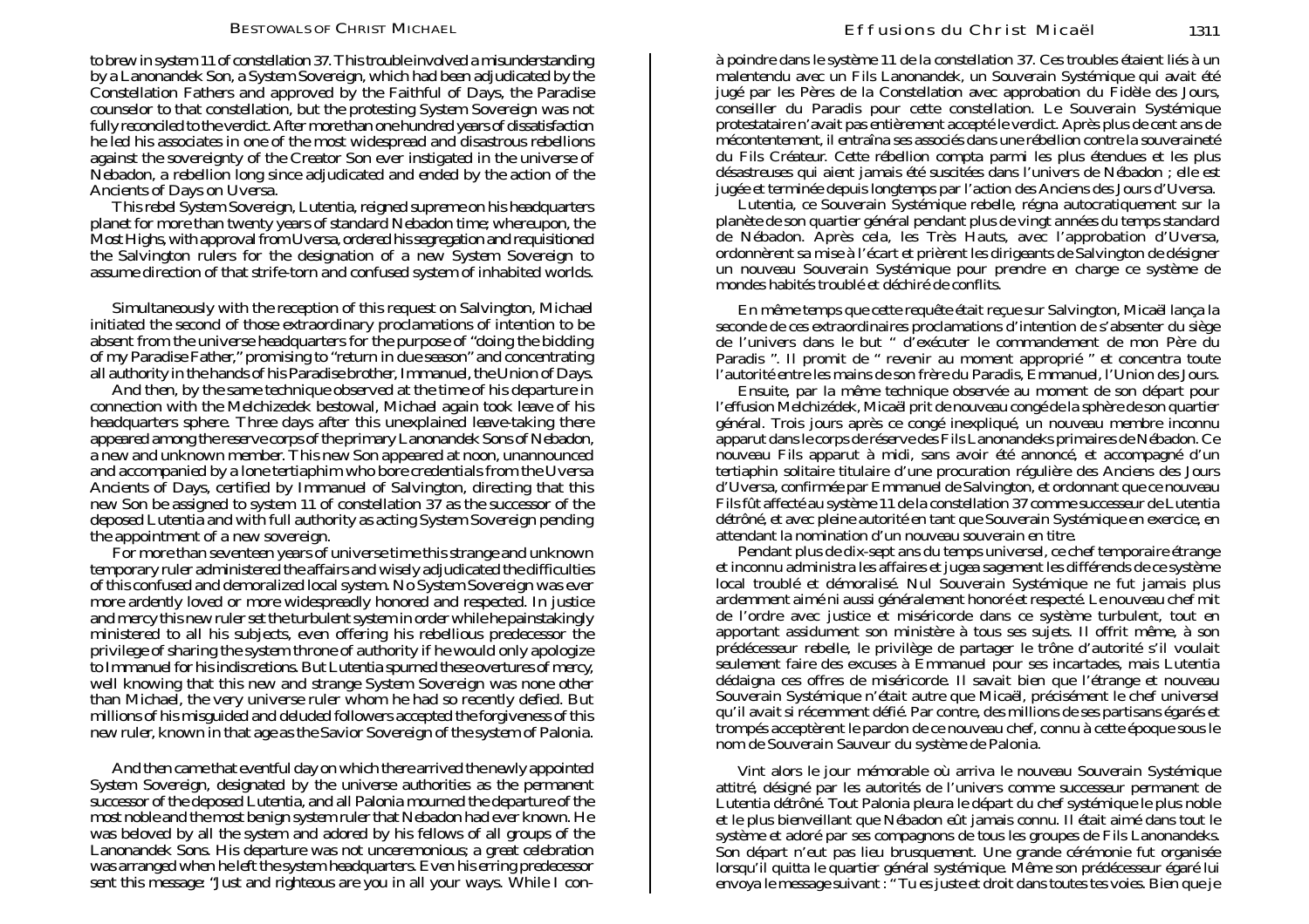to brew in system 11 of constellation 37. This trouble involved a misunderstanding by a Lanonandek Son, a System Sovereign, which had been adjudicated by the Constellation Fathers and approved by the Faithful of Days, the Paradise counselor to that constellation, but the protesting System Sovereign was not fully reconciled to the verdict. After more than one hundred years of dissatisfaction he led his associates in one of the most widespread and disastrous rebellions against the sovereignty of the Creator Son ever instigated in the universe of Nebadon, a rebellion long since adjudicated and ended by the action of the Ancients of Days on Uversa.

This rebel System Sovereign, Lutentia, reigned supreme on his headquarters planet for more than twenty years of standard Nebadon time; whereupon, the Most Highs, with approval from Uversa, ordered his segregation and requisitioned the Salvington rulers for the designation of a new System Sovereign to assume direction of that strife-torn and confused system of inhabited worlds.

Simultaneously with the reception of this request on Salvington, Michael initiated the second of those extraordinary proclamations of intention to be absent from the universe headquarters for the purpose of "doing the bidding of my Paradise Father," promising to "return in due season" and concentrating all authority in the hands of his Paradise brother, Immanuel, the Union of Days.

And then, by the same technique observed at the time of his departure in connection with the Melchizedek bestowal, Michael again took leave of his headquarters sphere. Three days after this unexplained leave-taking there appeared among the reserve corps of the primary Lanonandek Sons of Nebadon, a new and unknown member. This new Son appeared at noon, unannounced and accompanied by a lone tertiaphim who bore credentials from the Uversa Ancients of Days, certified by Immanuel of Salvington, directing that this new Son be assigned to system 11 of constellation 37 as the successor of the deposed Lutentia and with full authority as acting System Sovereign pending the appointment of a new sovereign.

For more than seventeen years of universe time this strange and unknown temporary ruler administered the affairs and wisely adjudicated the difficulties of this confused and demoralized local system. No System Sovereign was ever more ardently loved or more widespreadly honored and respected. In justice and mercy this new ruler set the turbulent system in order while he painstakingly ministered to all his subjects, even offering his rebellious predecessor the privilege of sharing the system throne of authority if he would only apologize to Immanuel for his indiscretions. But Lutentia spurned these overtures of mercy, well knowing that this new and strange System Sovereign was none other than Michael, the very universe ruler whom he had so recently defied. But millions of his misguided and deluded followers accepted the forgiveness of this new ruler, known in that age as the Savior Sovereign of the system of Palonia.

And then came that eventful day on which there arrived the newly appointed System Sovereign, designated by the universe authorities as the permanent successor of the deposed Lutentia, and all Palonia mourned the departure of the most noble and the most benign system ruler that Nebadon had ever known. He was beloved by all the system and adored by his fellows of all groups of the Lanonandek Sons. His departure was not unceremonious; a great celebration was arranged when he left the system headquarters. Even his erring predecessor sent this message: "Just and righteous are you in all your ways. While I con-

à poindre dans le système 11 de la constellation 37. Ces troubles étaient liés à un malentendu avec un Fils Lanonandek, un Souverain Systémique qui avait été jugé par les Pères de la Constellation avec approbation du Fidèle des Jours, conseiller du Paradis pour cette constellation. Le Souverain Systémique protestataire n'avait pas entièrement accepté le verdict. Après plus de cent ans de mécontentement, il entraîna ses associés dans une rébellion contre la souveraineté du Fils Créateur. Cette rébellion compta parmi les plus étendues et les plus désastreuses qui aient jamais été suscitées dans l'univers de Nébadon ; elle est jugée et terminée depuis longtemps par l'action des Anciens des Jours d'Uversa.

Lutentia, ce Souverain Systémique rebelle, régna autocratiquement sur la planète de son quartier général pendant plus de vingt années du temps standard de Nébadon. Après cela, les Très Hauts, avec l'approbation d'Uversa, ordonnèrent sa mise à l'écart et prièrent les dirigeants de Salvington de désigner un nouveau Souverain Systémique pour prendre en charge ce système de mondes habités troublé et déchiré de conflits.

En même temps que cette requête était reçue sur Salvington, Micaël lança la seconde de ces extraordinaires proclamations d'intention de s'absenter du siège de l'univers dans le but " d'exécuter le commandement de mon Père du Paradis ". Il promit de " revenir au moment approprié " et concentra toute l'autorité entre les mains de son frère du Paradis, Emmanuel, l'Union des Jours.

Ensuite, par la même technique observée au moment de son départ pour l'effusion Melchizédek, Micaël prit de nouveau congé de la sphère de son quartier général. Trois jours après ce congé inexpliqué, un nouveau membre inconnu apparut dans le corps de réserve des Fils Lanonandeks primaires de Nébadon. Ce nouveau Fils apparut à midi, sans avoir été annoncé, et accompagné d'un tertiaphin solitaire titulaire d'une procuration régulière des Anciens des Jours d'Uversa, confirmée par Emmanuel de Salvington, et ordonnant que ce nouveau Fils fût affecté au système 11 de la constellation 37 comme successeur de Lutentia détrôné, et avec pleine autorité en tant que Souverain Systémique en exercice, en attendant la nomination d'un nouveau souverain en titre.

Pendant plus de dix-sept ans du temps universel, ce chef temporaire étrange et inconnu administra les affaires et jugea sagement les différends de ce système local troublé et démoralisé. Nul Souverain Systémique ne fut jamais plus ardemment aimé ni aussi généralement honoré et respecté. Le nouveau chef mit de l'ordre avec justice et miséricorde dans ce système turbulent, tout en apportant assidument son ministère à tous ses sujets. Il offrit même, à son prédécesseur rebelle, le privilège de partager le trône d'autorité s'il voulait seulement faire des excuses à Emmanuel pour ses incartades, mais Lutentia dédaigna ces offres de miséricorde. Il savait bien que l'étrange et nouveau Souverain Systémique n'était autre que Micaël, précisément le chef universel qu'il avait si récemment défié. Par contre, des millions de ses partisans égarés et trompés acceptèrent le pardon de ce nouveau chef, connu à cette époque sous le nom de Souverain Sauveur du système de Palonia.

Vint alors le jour mémorable où arriva le nouveau Souverain Systémique attitré, désigné par les autorités de l'univers comme successeur permanent de Lutentia détrôné. Tout Palonia pleura le départ du chef systémique le plus noble et le plus bienveillant que Nébadon eût jamais connu. Il était aimé dans tout le système et adoré par ses compagnons de tous les groupes de Fils Lanonandeks. Son départ n'eut pas lieu brusquement. Une grande cérémonie fut organisée lorsqu'il quitta le quartier général systémique. Même son prédécesseur égaré lui envoya le message suivant : " Tu es juste et droit dans toutes tes voies. Bien que je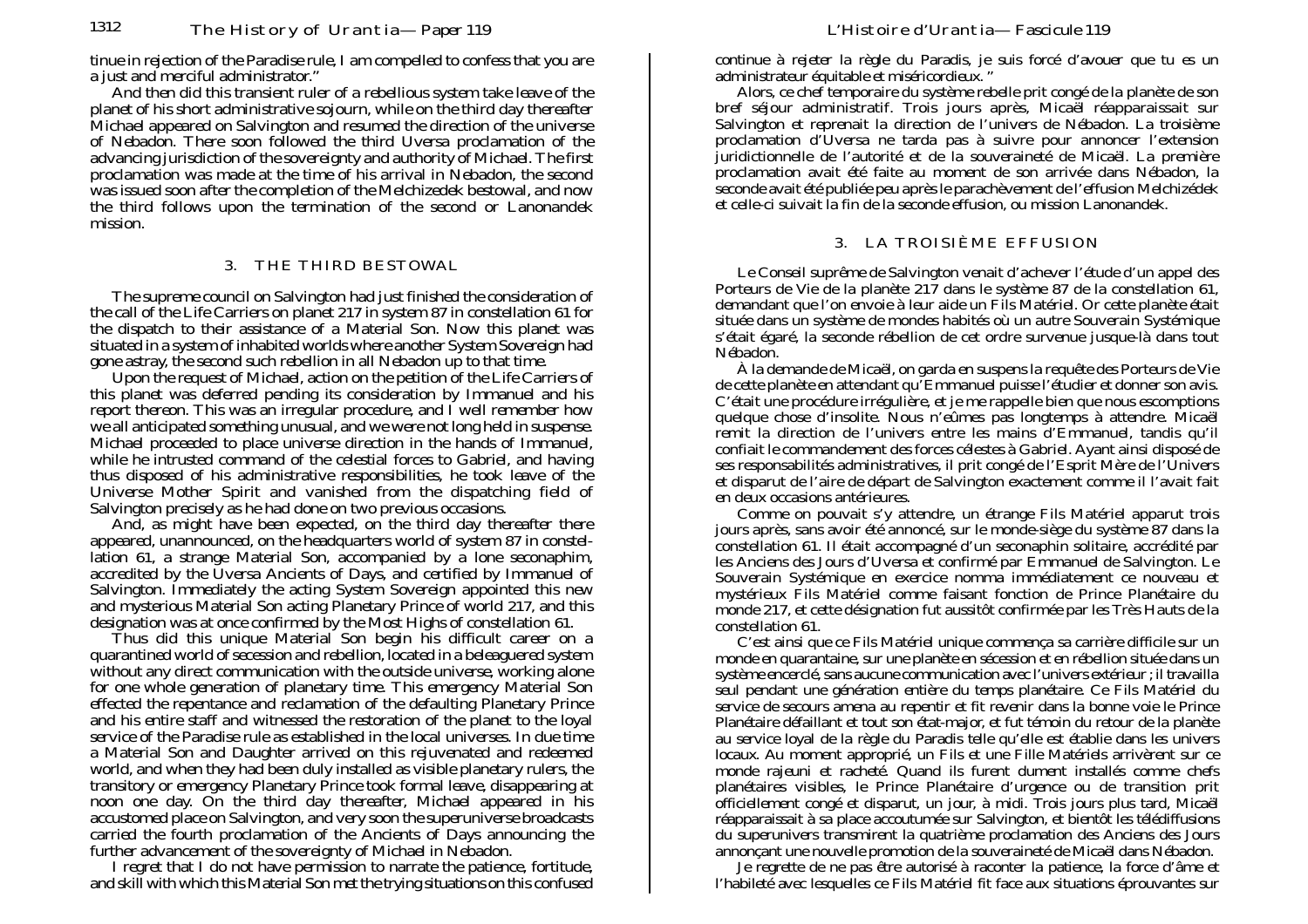tinue in rejection of the Paradise rule, I am compelled to confess that you are a just and merciful administrator."

And then did this transient ruler of a rebellious system take leave of the planet of his short administrative sojourn, while on the third day thereafter Michael appeared on Salvington and resumed the direction of the universe of Nebadon. There soon followed the third Uversa proclamation of the advancing jurisdiction of the sovereignty and authority of Michael. The first proclamation was made at the time of his arrival in Nebadon, the second was issued soon after the completion of the Melchizedek bestowal, and now the third follows upon the termination of the second or Lanonandek mission.

## 3. THE THIRD BESTOWAL

The supreme council on Salvington had just finished the consideration of the call of the Life Carriers on planet 217 in system 87 in constellation 61 for the dispatch to their assistance of a Material Son. Now this planet was situated in a system of inhabited worlds where another System Sovereign had gone astray, the second such rebellion in all Nebadon up to that time.

Upon the request of Michael, action on the petition of the Life Carriers of this planet was deferred pending its consideration by Immanuel and his report thereon. This was an irregular procedure, and I well remember how we all anticipated something unusual, and we were not long held in suspense. Michael proceeded to place universe direction in the hands of Immanuel, while he intrusted command of the celestial forces to Gabriel, and having thus disposed of his administrative responsibilities, he took leave of the Universe Mother Spirit and vanished from the dispatching field of Salvington precisely as he had done on two previous occasions.

And, as might have been expected, on the third day thereafter there appeared, unannounced, on the headquarters world of system 87 in constellation 61, a strange Material Son, accompanied by a lone seconaphim, accredited by the Uversa Ancients of Days, and certified by Immanuel of Salvington. Immediately the acting System Sovereign appointed this new and mysterious Material Son acting Planetary Prince of world 217, and this designation was at once confirmed by the Most Highs of constellation 61.

Thus did this unique Material Son begin his difficult career on a quarantined world of secession and rebellion, located in a beleaguered system without any direct communication with the outside universe, working alone for one whole generation of planetary time. This emergency Material Son effected the repentance and reclamation of the defaulting Planetary Prince and his entire staff and witnessed the restoration of the planet to the loyal service of the Paradise rule as established in the local universes. In due time a Material Son and Daughter arrived on this rejuvenated and redeemed world, and when they had been duly installed as visible planetary rulers, the transitory or emergency Planetary Prince took formal leave, disappearing at noon one day. On the third day thereafter, Michael appeared in his accustomed place on Salvington, and very soon the superuniverse broadcasts carried the fourth proclamation of the Ancients of Days announcing the further advancement of the sovereignty of Michael in Nebadon.

I regret that I do not have permission to narrate the patience, fortitude, and skill with which this Material Son met the trying situations on this confused

continue à rejeter la règle du Paradis, je suis forcé d'avouer que tu es un administrateur équitable et miséricordieux. "

Alors, ce chef temporaire du système rebelle prit congé de la planète de son bref séjour administratif. Trois jours après, Micaël réapparaissait sur Salvington et reprenait la direction de l'univers de Nébadon. La troisième proclamation d'Uversa ne tarda pas à suivre pour annoncer l'extension juridictionnelle de l'autorité et de la souveraineté de Micaël. La première proclamation avait été faite au moment de son arrivée dans Nébadon, la seconde avait été publiée peu après le parachèvement de l'effusion Melchizédek et celle-ci suivait la fin de la seconde effusion, ou mission Lanonandek.

## 3. LA TROISIÈME EFFUSION

Le Conseil suprême de Salvington venait d'achever l'étude d'un appel des Porteurs de Vie de la planète 217 dans le système 87 de la constellation 61, demandant que l'on envoie à leur aide un Fils Matériel. Or cette planète était située dans un système de mondes habités où un autre Souverain Systémique s'était égaré, la seconde rébellion de cet ordre survenue jusque-là dans tout Nébadon.

À la demande de Micaël, on garda en suspens la requête des Porteurs de Vie de cette planète en attendant qu'Emmanuel puisse l'étudier et donner son avis. C'était une procédure irrégulière, et je me rappelle bien que nous escomptions quelque chose d'insolite. Nous n'eûmes pas longtemps à attendre. Micaël remit la direction de l'univers entre les mains d'Emmanuel, tandis qu'il confiait le commandement des forces célestes à Gabriel. Ayant ainsi disposé de ses responsabilités administratives, il prit congé de l'Esprit Mère de l'Univers et disparut de l'aire de départ de Salvington exactement comme il l'avait fait en deux occasions antérieures.

Comme on pouvait s'y attendre, un étrange Fils Matériel apparut trois jours après, sans avoir été annoncé, sur le monde-siège du système 87 dans la constellation 61. Il était accompagné d'un seconaphin solitaire, accrédité par les Anciens des Jours d'Uversa et confirmé par Emmanuel de Salvington. Le Souverain Systémique en exercice nomma immédiatement ce nouveau et mystérieux Fils Matériel comme faisant fonction de Prince Planétaire du monde 217, et cette désignation fut aussitôt confirmée par les Très Hauts de la constellation 61.

C'est ainsi que ce Fils Matériel unique commença sa carrière difficile sur un monde en quarantaine, sur une planète en sécession et en rébellion située dans un système encerclé, sans aucune communication avec l'univers extérieur ; il travailla seul pendant une génération entière du temps planétaire. Ce Fils Matériel du service de secours amena au repentir et fit revenir dans la bonne voie le Prince Planétaire défaillant et tout son état-major, et fut témoin du retour de la planète au service loyal de la règle du Paradis telle qu'elle est établie dans les univers locaux. Au moment approprié, un Fils et une Fille Matériels arrivèrent sur ce monde rajeuni et racheté. Quand ils furent dument installés comme chefs planétaires visibles, le Prince Planétaire d'urgence ou de transition prit officiellement congé et disparut, un jour, à midi. Trois jours plus tard, Micaël réapparaissait à sa place accoutumée sur Salvington, et bientôt les télédiffusions du superunivers transmirent la quatrième proclamation des Anciens des Jours annonçant une nouvelle promotion de la souveraineté de Micaël dans Nébadon.

Je regrette de ne pas être autorisé à raconter la patience, la force d'âme et l'habileté avec lesquelles ce Fils Matériel fit face aux situations éprouvantes sur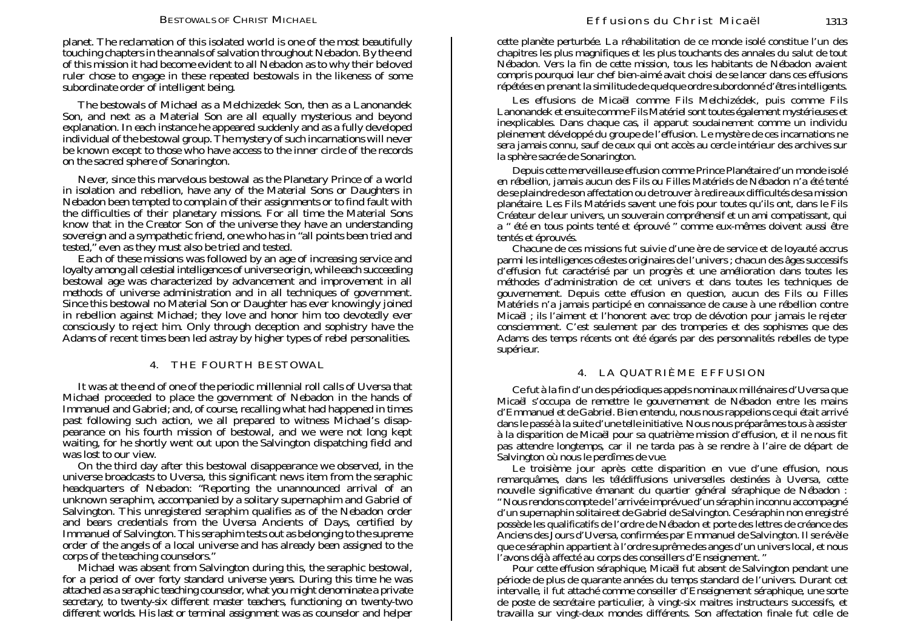planet. The reclamation of this isolated world is one of the most beautifully touching chapters in the annals of salvation throughout Nebadon. By the end of this mission it had become evident to all Nebadon as to why their beloved ruler chose to engage in these repeated bestowals in the likeness of some subordinate order of intelligent being.

The bestowals of Michael as a Melchizedek Son, then as a Lanonandek Son, and next as a Material Son are all equally mysterious and beyond explanation. In each instance he appeared suddenly and as a fully developed individual of the bestowal group. The mystery of such incarnations will never be known except to those who have access to the inner circle of the records on the sacred sphere of Sonarington.

Never, since this marvelous bestowal as the Planetary Prince of a world in isolation and rebellion, have any of the Material Sons or Daughters in Nebadon been tempted to complain of their assignments or to find fault with the difficulties of their planetary missions. For all time the Material Sons know that in the Creator Son of the universe they have an understanding sovereign and a sympathetic friend, one who has in "all points been tried and tested," even as they must also be tried and tested.

Each of these missions was followed by an age of increasing service and loyalty among all celestial intelligences of universe origin, while each succeeding bestowal age was characterized by advancement and improvement in all methods of universe administration and in all techniques of government. Since this bestowal no Material Son or Daughter has ever knowingly joined in rebellion against Michael; they love and honor him too devotedly ever consciously to reject him. Only through deception and sophistry have the Adams of recent times been led astray by higher types of rebel personalities.

## 4. THE FOURTH BESTOWAL

It was at the end of one of the periodic millennial roll calls of Uversa that Michael proceeded to place the government of Nebadon in the hands of Immanuel and Gabriel; and, of course, recalling what had happened in times past following such action, we all prepared to witness Michael's disappearance on his fourth mission of bestowal, and we were not long kept waiting, for he shortly went out upon the Salvington dispatching field and was lost to our view.

On the third day after this bestowal disappearance we observed, in the universe broadcasts to Uversa, this significant news item from the seraphic headquarters of Nebadon: "Reporting the unannounced arrival of an unknown seraphim, accompanied by a solitary supernaphim and Gabriel of Salvington. This unregistered seraphim qualifies as of the Nebadon order and bears credentials from the Uversa Ancients of Days, certified by Immanuel of Salvington. This seraphim tests out as belonging to the supreme order of the angels of a local universe and has already been assigned to the corps of the teaching counselors."

Michael was absent from Salvington during this, the seraphic bestowal, for a period of over forty standard universe years. During this time he was attached as a seraphic teaching counselor, what you might denominate a private secretary, to twenty-six different master teachers, functioning on twenty-two different worlds. His last or terminal assignment was as counselor and helper

cette planète perturbée. La réhabilitation de ce monde isolé constitue l'un des chapitres les plus magnifiques et les plus touchants des annales du salut de tout Nébadon. Vers la fin de cette mission, tous les habitants de Nébadon avaient compris pourquoi leur chef bien-aimé avait choisi de se lancer dans ces effusions répétées en prenant la similitude de quelque ordre subordonné d'êtres intelligents.

Les effusions de Micaël comme Fils Melchizédek, puis comme Fils Lanonandek et ensuite comme Fils Matériel sont toutes également mystérieuses et inexplicables. Dans chaque cas, il apparut soudainement comme un individu pleinement développé du groupe de l'effusion. Le mystère de ces incarnations ne sera jamais connu, sauf de ceux qui ont accès au cercle intérieur des archives sur la sphère sacrée de Sonarington.

Depuis cette merveilleuse effusion comme Prince Planétaire d'un monde isolé en rébellion, jamais aucun des Fils ou Filles Matériels de Nébadon n'a été tenté de se plaindre de son affectation ou de trouver à redire aux difficultés de sa mission planétaire. Les Fils Matériels savent une fois pour toutes qu'ils ont, dans le Fils Créateur de leur univers, un souverain compréhensif et un ami compatissant, qui a " été en tous points tenté et éprouvé " comme eux-mêmes doivent aussi être tentés et éprouvés.

Chacune de ces missions fut suivie d'une ère de service et de loyauté accrus parmi les intelligences célestes originaires de l'univers ; chacun des âges successifs d'effusion fut caractérisé par un progrès et une amélioration dans toutes les méthodes d'administration de cet univers et dans toutes les techniques de gouvernement. Depuis cette effusion en question, aucun des Fils ou Filles Matériels n'a jamais participé en connaissance de cause à une rébellion contre Micaël ; ils l'aiment et l'honorent avec trop de dévotion pour jamais le rejeter consciemment. C'est seulement par des tromperies et des sophismes que des Adams des temps récents ont été égarés par des personnalités rebelles de type supérieur.

## 4. LA QUATRIÈME EFFUSION

Ce fut à la fin d'un des périodiques appels nominaux millénaires d'Uversa que Micaël s'occupa de remettre le gouvernement de Nébadon entre les mains d'Emmanuel et de Gabriel. Bien entendu, nous nous rappelions ce qui était arrivé dans le passé à la suite d'une telle initiative. Nous nous préparâmes tous à assister à la disparition de Micaël pour sa quatrième mission d'effusion, et il ne nous fit pas attendre longtemps, car il ne tarda pas à se rendre à l'aire de départ de Salvington où nous le perdîmes de vue.

Le troisième jour après cette disparition en vue d'une effusion, nous remarquâmes, dans les télédiffusions universelles destinées à Uversa, cette nouvelle significative émanant du quartier général séraphique de Nébadon : " Nous rendons compte de l'arrivée imprévue d'un séraphin inconnu accompagné d'un supernaphin solitaire et de Gabriel de Salvington. Ce séraphin non enregistré possède les qualificatifs de l'ordre de Nébadon et porte des lettres de créance des Anciens des Jours d'Uversa, confirmées par Emmanuel de Salvington. Il se révèle que ce séraphin appartient à l'ordre suprême des anges d'un univers local, et nous l'avons déjà affecté au corps des conseillers d'Enseignement. "

Pour cette effusion séraphique, Micaël fut absent de Salvington pendant une période de plus de quarante années du temps standard de l'univers. Durant cet intervalle, il fut attaché comme conseiller d'Enseignement séraphique, une sorte de poste de secrétaire particulier, à vingt-six maitres instructeurs successifs, et travailla sur vingt-deux mondes différents. Son affectation finale fut celle de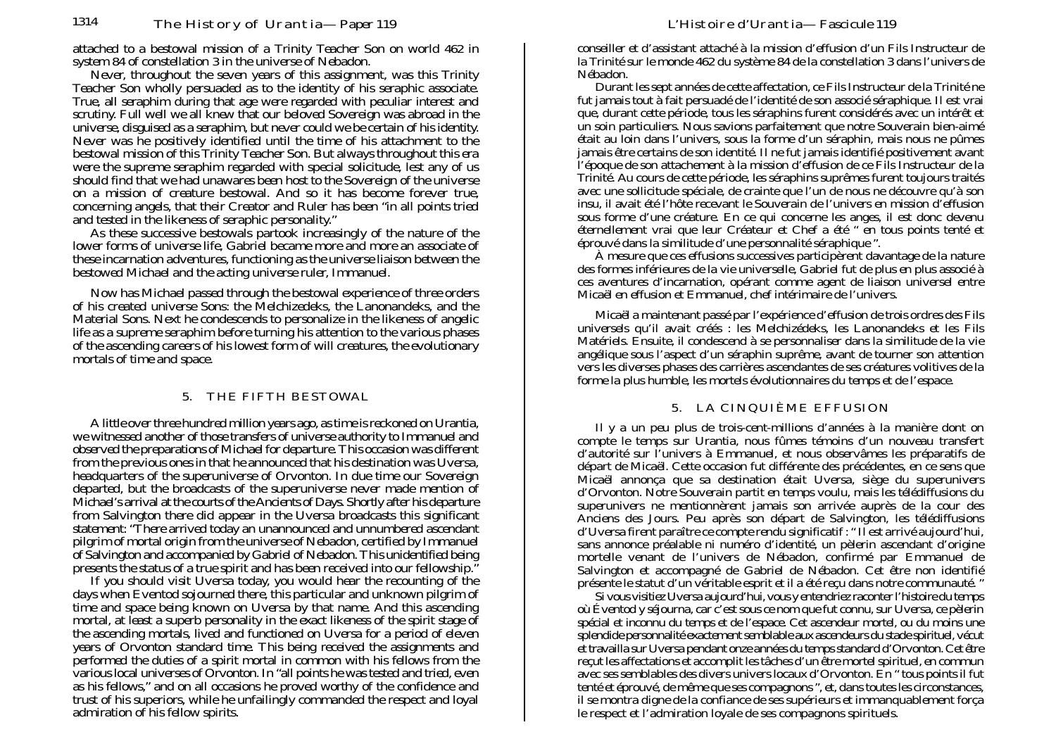attached to a bestowal mission of a Trinity Teacher Son on world 462 in system 84 of constellation 3 in the universe of Nebadon.

Never, throughout the seven years of this assignment, was this Trinity Teacher Son wholly persuaded as to the identity of his seraphic associate. True, all seraphim during that age were regarded with peculiar interest and scrutiny. Full well we all knew that our beloved Sovereign was abroad in the universe, disguised as a seraphim, but never could we be certain of his identity. Never was he positively identified until the time of his attachment to the bestowal mission of this Trinity Teacher Son. But always throughout this era were the supreme seraphim regarded with special solicitude, lest any of us should find that we had unawares been host to the Sovereign of the universe on a mission of creature bestowal. And so it has become forever true, concerning angels, that their Creator and Ruler has been "in all points tried and tested in the likeness of seraphic personality."

As these successive bestowals partook increasingly of the nature of the lower forms of universe life, Gabriel became more and more an associate of these incarnation adventures, functioning as the universe liaison between the bestowed Michael and the acting universe ruler, Immanuel.

Now has Michael passed through the bestowal experience of three orders of his created universe Sons: the Melchizedeks, the Lanonandeks, and the Material Sons. Next he condescends to personalize in the likeness of angelic life as a supreme seraphim before turning his attention to the various phases of the ascending careers of his lowest form of will creatures, the evolutionary mortals of time and space.

## 5. THE FIFTH BESTOWAL

A little over three hundred million years ago, as time is reckoned on Urantia, we witnessed another of those transfers of universe authority to Immanuel and observed the preparations of Michael for departure. This occasion was different from the previous ones in that he announced that his destination was Uversa, headquarters of the superuniverse of Orvonton. In due time our Sovereign departed, but the broadcasts of the superuniverse never made mention of Michael's arrival at the courts of the Ancients of Days. Shortly after his departure from Salvington there did appear in the Uversa broadcasts this significant statement: "There arrived today an unannounced and unnumbered ascendant pilgrim of mortal origin from the universe of Nebadon, certified by Immanuel of Salvington and accompanied by Gabriel of Nebadon. This unidentified being presents the status of a true spirit and has been received into our fellowship."

If you should visit Uversa today, you would hear the recounting of the days when Eventod sojourned there, this particular and unknown pilgrim of time and space being known on Uversa by that name. And this ascending mortal, at least a superb personality in the exact likeness of the spirit stage of the ascending mortals, lived and functioned on Uversa for a period of eleven years of Orvonton standard time. This being received the assignments and performed the duties of a spirit mortal in common with his fellows from the various local universes of Orvonton. In "all points he was tested and tried, even as his fellows," and on all occasions he proved worthy of the confidence and trust of his superiors, while he unfailingly commanded the respect and loyal admiration of his fellow spirits.

conseiller et d'assistant attaché à la mission d'effusion d'un Fils Instructeur de la Trinité sur le monde 462 du système 84 de la constellation 3 dans l'univers de Nébadon.

Durant les sept années de cette affectation, ce Fils Instructeur de la Trinité ne fut jamais tout à fait persuadé de l'identité de son associé séraphique. Il est vrai que, durant cette période, tous les séraphins furent considérés avec un intérêt et un soin particuliers. Nous savions parfaitement que notre Souverain bien-aimé était au loin dans l'univers, sous la forme d'un séraphin, mais nous ne pûmes jamais être certains de son identité. Il ne fut jamais identifié positivement avant l'époque de son attachement à la mission d'effusion de ce Fils Instructeur de la Trinité. Au cours de cette période, les séraphins suprêmes furent toujours traités avec une sollicitude spéciale, de crainte que l'un de nous ne découvre qu'à son insu, il avait été l'hôte recevant le Souverain de l'univers en mission d'effusion sous forme d'une créature. En ce qui concerne les anges, il est donc devenu éternellement vrai que leur Créateur et Chef a été " en tous points tenté et éprouvé dans la similitude d'une personnalité séraphique ".

À mesure que ces effusions successives participèrent davantage de la nature des formes inférieures de la vie universelle, Gabriel fut de plus en plus associé à ces aventures d'incarnation, opérant comme agent de liaison universel entre Micaël en effusion et Emmanuel, chef intérimaire de l'univers.

Micaël a maintenant passé par l'expérience d'effusion de trois ordres des Fils universels qu'il avait créés : les Melchizédeks, les Lanonandeks et les Fils Matériels. Ensuite, il condescend à se personnaliser dans la similitude de la vie angélique sous l'aspect d'un séraphin suprême, avant de tourner son attention vers les diverses phases des carrières ascendantes de ses créatures volitives de la forme la plus humble, les mortels évolutionnaires du temps et de l'espace.

## 5. LA CINQUIÈME EFFUSION

Il y a un peu plus de trois-cent-millions d'années à la manière dont on compte le temps sur Urantia, nous fûmes témoins d'un nouveau transfert d'autorité sur l'univers à Emmanuel, et nous observâmes les préparatifs de départ de Micaël. Cette occasion fut différente des précédentes, en ce sens que Micaël annonça que sa destination était Uversa, siège du superunivers d'Orvonton. Notre Souverain partit en temps voulu, mais les télédiffusions du superunivers ne mentionnèrent jamais son arrivée auprès de la cour des Anciens des Jours. Peu après son départ de Salvington, les télédiffusions d'Uversa firent paraître ce compte rendu significatif : " Il est arrivé aujourd'hui, sans annonce préalable ni numéro d'identité, un pèlerin ascendant d'origine mortelle venant de l'univers de Nébadon, confirmé par Emmanuel de Salvington et accompagné de Gabriel de Nébadon. Cet être non identifié présente le statut d'un véritable esprit et il a été reçu dans notre communauté. "

Si vous visitiez Uversa aujourd'hui, vous y entendriez raconter l'histoire du temps où Éventod y séjourna, car c'est sous ce nom que fut connu, sur Uversa, ce pèlerin spécial et inconnu du temps et de l'espace. Cet ascendeur mortel, ou du moins une splendide personnalité exactement semblable aux ascendeurs du stade spirituel, vécut et travailla sur Uversa pendant onze années du temps standard d'Orvonton. Cet être reçut les affectations et accomplit les tâches d'un être mortel spirituel, en commun avec ses semblables des divers univers locaux d'Orvonton. En " tous points il fut tenté et éprouvé, de même que ses compagnons ", et, dans toutes les circonstances, il se montra digne de la confiance de ses supérieurs et immanquablement força le respect et l'admiration loyale de ses compagnons spirituels.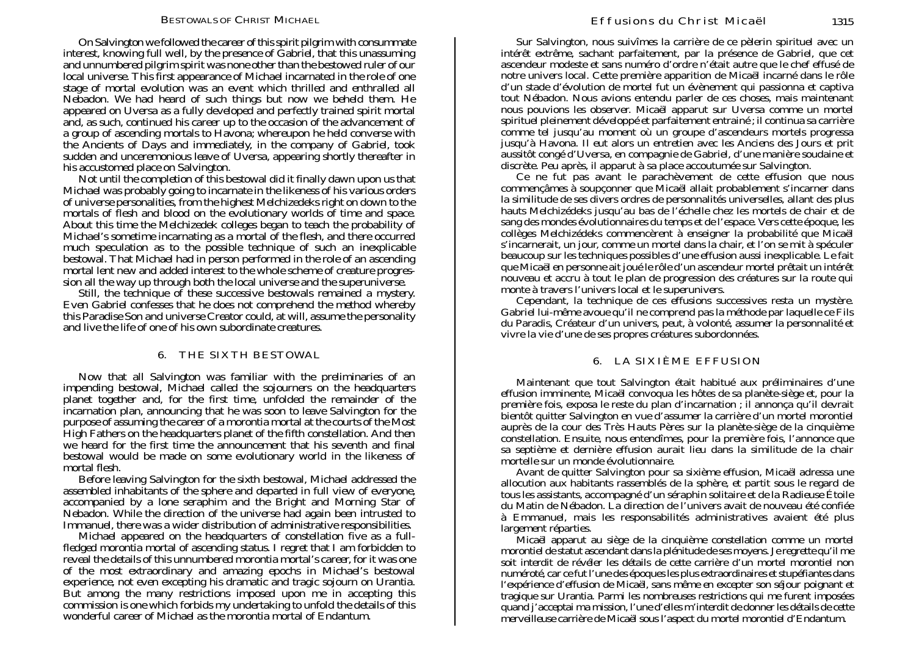On Salvington we followed the career of this spirit pilgrim with consummate interest, knowing full well, by the presence of Gabriel, that this unassuming and unnumbered pilgrim spirit was none other than the bestowed ruler of our local universe. This first appearance of Michael incarnated in the role of one stage of mortal evolution was an event which thrilled and enthralled all Nebadon. We had heard of such things but now we beheld them. He appeared on Uversa as a fully developed and perfectly trained spirit mortal and, as such, continued his career up to the occasion of the advancement of a group of ascending mortals to Havona; whereupon he held converse with the Ancients of Days and immediately, in the company of Gabriel, took sudden and unceremonious leave of Uversa, appearing shortly thereafter in his accustomed place on Salvington.

Not until the completion of this bestowal did it finally dawn upon us that Michael was probably going to incarnate in the likeness of his various orders of universe personalities, from the highest Melchizedeks right on down to the mortals of flesh and blood on the evolutionary worlds of time and space. About this time the Melchizedek colleges began to teach the probability of Michael's sometime incarnating as a mortal of the flesh, and there occurred much speculation as to the possible technique of such an inexplicable bestowal. That Michael had in person performed in the role of an ascending mortal lent new and added interest to the whole scheme of creature progression all the way up through both the local universe and the superuniverse.

Still, the technique of these successive bestowals remained a mystery. Even Gabriel confesses that he does not comprehend the method whereby this Paradise Son and universe Creator could, at will, assume the personality and live the life of one of his own subordinate creatures.

## 6. THE SIXTH BESTOWAL

Now that all Salvington was familiar with the preliminaries of an impending bestowal, Michael called the sojourners on the headquarters planet together and, for the first time, unfolded the remainder of the incarnation plan, announcing that he was soon to leave Salvington for the purpose of assuming the career of a morontia mortal at the courts of the Most High Fathers on the headquarters planet of the fifth constellation. And then we heard for the first time the announcement that his seventh and final bestowal would be made on some evolutionary world in the likeness of mortal flesh.

Before leaving Salvington for the sixth bestowal, Michael addressed the assembled inhabitants of the sphere and departed in full view of everyone, accompanied by a lone seraphim and the Bright and Morning Star of Nebadon. While the direction of the universe had again been intrusted to Immanuel, there was a wider distribution of administrative responsibilities.

Michael appeared on the headquarters of constellation five as a full-fledged morontia mortal of ascending status. I regret that I am forbidden to reveal the details of this unnumbered morontia mortal's career, for it was one of the most extraordinary and amazing epochs in Michael's bestowal experience, not even excepting his dramatic and tragic sojourn on Urantia. But among the many restrictions imposed upon me in accepting this commission is one which forbids my undertaking to unfold the details of this wonderful career of Michael as the morontia mortal of Endantum.

Sur Salvington, nous suivîmes la carrière de ce pèlerin spirituel avec un intérêt extrême, sachant parfaitement, par la présence de Gabriel, que cet ascendeur modeste et sans numéro d'ordre n'était autre que le chef effusé de notre univers local. Cette première apparition de Micaël incarné dans le rôle d'un stade d'évolution de mortel fut un évènement qui passionna et captiva tout Nébadon. Nous avions entendu parler de ces choses, mais maintenant nous pouvions les observer. Micaël apparut sur Uversa comme un mortel spirituel pleinement développé et parfaitement entrainé ; il continua sa carrière comme tel jusqu'au moment où un groupe d'ascendeurs mortels progressa jusqu'à Havona. Il eut alors un entretien avec les Anciens des Jours et prit aussitôt congé d'Uversa, en compagnie de Gabriel, d'une manière soudaine et discrète. Peu après, il apparut à sa place accoutumée sur Salvington.

Ce ne fut pas avant le parachèvement de cette effusion que nous commençâmes à soupçonner que Micaël allait probablement s'incarner dans la similitude de ses divers ordres de personnalités universelles, allant des plus hauts Melchizédeks jusqu'au bas de l'échelle chez les mortels de chair et de sang des mondes évolutionnaires du temps et de l'espace. Vers cette époque, les collèges Melchizédeks commencèrent à enseigner la probabilité que Micaël s'incarnerait, un jour, comme un mortel dans la chair, et l'on se mit à spéculer beaucoup sur les techniques possibles d'une effusion aussi inexplicable. Le fait que Micaël en personne ait joué le rôle d'un ascendeur mortel prêtait un intérêt nouveau et accru à tout le plan de progression des créatures sur la route qui monte à travers l'univers local et le superunivers.

Cependant, la technique de ces effusions successives resta un mystère. Gabriel lui-même avoue qu'il ne comprend pas la méthode par laquelle ce Fils du Paradis, Créateur d'un univers, peut, à volonté, assumer la personnalité et vivre la vie d'une de ses propres créatures subordonnées.

## 6. LA SIXIÈME EFFUSION

Maintenant que tout Salvington était habitué aux préliminaires d'une effusion imminente, Micaël convoqua les hôtes de sa planète-siège et, pour la première fois, exposa le reste du plan d'incarnation ; il annonça qu'il devrait bientôt quitter Salvington en vue d'assumer la carrière d'un mortel morontiel auprès de la cour des Très Hauts Pères sur la planète-siège de la cinquième constellation. Ensuite, nous entendîmes, pour la première fois, l'annonce que sa septième et dernière effusion aurait lieu dans la similitude de la chair mortelle sur un monde évolutionnaire.

Avant de quitter Salvington pour sa sixième effusion, Micaël adressa une allocution aux habitants rassemblés de la sphère, et partit sous le regard de tous les assistants, accompagné d'un séraphin solitaire et de la Radieuse Étoile du Matin de Nébadon. La direction de l'univers avait de nouveau été confiée à Emmanuel, mais les responsabilités administratives avaient été plus largement réparties.

Micaël apparut au siège de la cinquième constellation comme un mortel morontiel de statut ascendant dans la plénitude de ses moyens. Je regrette qu'il me soit interdit de révéler les détails de cette carrière d'un mortel morontiel non numéroté, car ce fut l'une des époques les plus extraordinaires et stupéfiantes dans l'expérience d'effusion de Micaël, sans même en excepter son séjour poignant et tragique sur Urantia. Parmi les nombreuses restrictions qui me furent imposées quand j'acceptai ma mission, l'une d'elles m'interdit de donner les détails de cette merveilleuse carrière de Micaël sous l'aspect du mortel morontiel d'Endantum.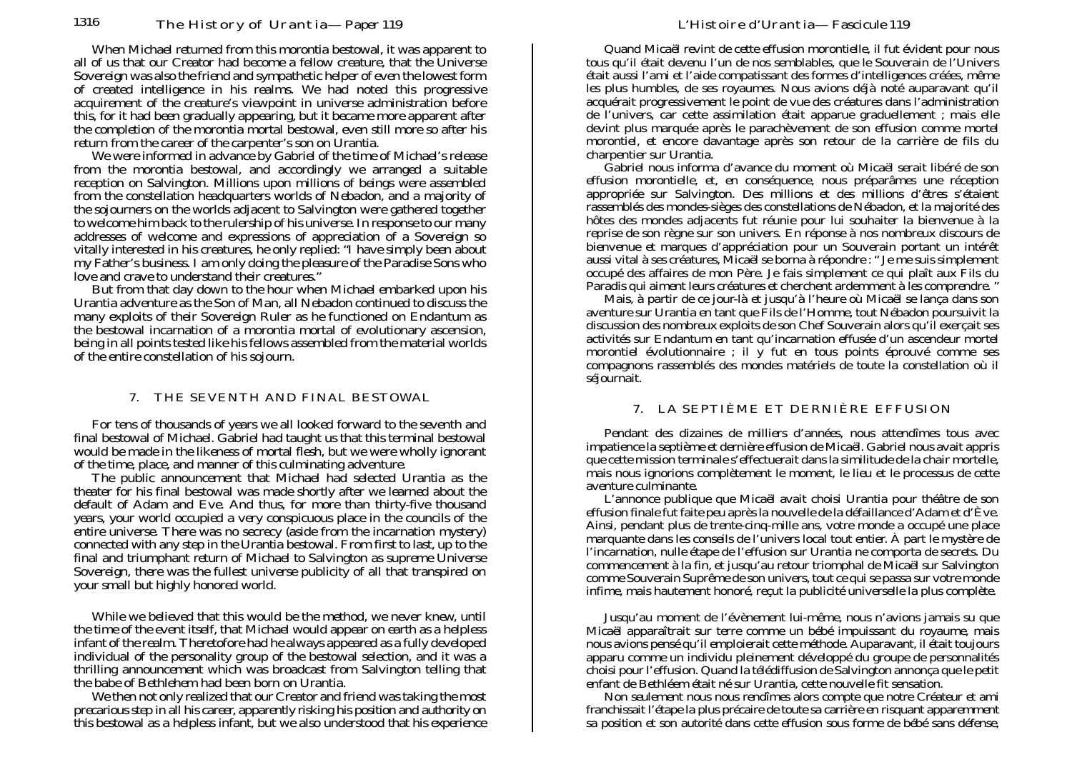When Michael returned from this morontia bestowal, it was apparent to all of us that our Creator had become a fellow creature, that the Universe Sovereign was also the friend and sympathetic helper of even the lowest form of created intelligence in his realms. We had noted this progressive acquirement of the creature's viewpoint in universe administration before this, for it had been gradually appearing, but it became more apparent after the completion of the morontia mortal bestowal, even still more so after his return from the career of the carpenter's son on Urantia.

We were informed in advance by Gabriel of the time of Michael's release from the morontia bestowal, and accordingly we arranged a suitable reception on Salvington. Millions upon millions of beings were assembled from the constellation headquarters worlds of Nebadon, and a majority of the sojourners on the worlds adjacent to Salvington were gathered together to welcome him back to the rulership of his universe. In response to our many addresses of welcome and expressions of appreciation of a Sovereign so vitally interested in his creatures, he only replied: "I have simply been about my Father's business. I am only doing the pleasure of the Paradise Sons who love and crave to understand their creatures."

But from that day down to the hour when Michael embarked upon his Urantia adventure as the Son of Man, all Nebadon continued to discuss the many exploits of their Sovereign Ruler as he functioned on Endantum as the bestowal incarnation of a morontia mortal of evolutionary ascension, being in all points tested like his fellows assembled from the material worlds of the entire constellation of his sojourn.

## 7. THE SEVENTH AND FINAL BESTOWAL

For tens of thousands of years we all looked forward to the seventh and final bestowal of Michael. Gabriel had taught us that this terminal bestowal would be made in the likeness of mortal flesh, but we were wholly ignorant of the time, place, and manner of this culminating adventure.

The public announcement that Michael had selected Urantia as the theater for his final bestowal was made shortly after we learned about the default of Adam and Eve. And thus, for more than thirty-five thousand years, your world occupied a very conspicuous place in the councils of the entire universe. There was no secrecy (aside from the incarnation mystery) connected with any step in the Urantia bestowal. From first to last, up to the final and triumphant return of Michael to Salvington as supreme Universe Sovereign, there was the fullest universe publicity of all that transpired on your small but highly honored world.

While we believed that this would be the method, we never knew, until the time of the event itself, that Michael would appear on earth as a helpless infant of the realm. Theretofore had he always appeared as a fully developed individual of the personality group of the bestowal selection, and it was a thrilling announcement which was broadcast from Salvington telling that the babe of Bethlehem had been born on Urantia.

We then not only realized that our Creator and friend was taking the most precarious step in all his career, apparently risking his position and authority on this bestowal as a helpless infant, but we also understood that his experience

Quand Micaël revint de cette effusion morontielle, il fut évident pour nous tous qu'il était devenu l'un de nos semblables, que le Souverain de l'Univers était aussi l'ami et l'aide compatissant des formes d'intelligences créées, même les plus humbles, de ses royaumes. Nous avions déjà noté auparavant qu'il acquérait progressivement le point de vue des créatures dans l'administration de l'univers, car cette assimilation était apparue graduellement ; mais elle devint plus marquée après le parachèvement de son effusion comme mortel morontiel, et encore davantage après son retour de la carrière de fils du charpentier sur Urantia.

Gabriel nous informa d'avance du moment où Micaël serait libéré de son effusion morontielle, et, en conséquence, nous préparâmes une réception appropriée sur Salvington. Des millions et des millions d'êtres s'étaient rassemblés des mondes-sièges des constellations de Nébadon, et la majorité des hôtes des mondes adjacents fut réunie pour lui souhaiter la bienvenue à la reprise de son règne sur son univers. En réponse à nos nombreux discours de bienvenue et marques d'appréciation pour un Souverain portant un intérêt aussi vital à ses créatures, Micaël se borna à répondre : « Je me suis simplement occupé des affaires de mon Père. Je fais simplement ce qui plaît aux Fils du Paradis qui aiment leurs créatures et cherchent ardemment à les comprendre. »

Mais, à partir de ce jour-là et jusqu'à l'heure où Micaël se lança dans son aventure sur Urantia en tant que Fils de l'Homme, tout Nébadon poursuivit la discussion des nombreux exploits de son Chef Souverain alors qu'il exerçait ses activités sur Endantum en tant qu'incarnation effusée d'un ascendeur mortel morontiel évolutionnaire ; il y fut en tous points éprouvé comme ses compagnons rassemblés des mondes matériels de toute la constellation où il séjournait.

## 7. LA SEPTIÈME ET DERNIÈRE EFFUSION

Pendant des dizaines de milliers d'années, nous attendîmes tous avec impatience la septième et dernière effusion de Micaël. Gabriel nous avait appris que cette mission terminale s'effectuerait dans la similitude de la chair mortelle, mais nous ignorions complètement le moment, le lieu et le processus de cette aventure culminante.

L'annonce publique que Micaël avait choisi Urantia pour théâtre de son effusion finale fut faite peu après la nouvelle de la défaillance d'Adam et d'Ève. Ainsi, pendant plus de trente-cinq-mille ans, votre monde a occupé une place marquante dans les conseils de l'univers local tout entier. À part le mystère de l'incarnation, nulle étape de l'effusion sur Urantia ne comporta de secrets. Du commencement à la fin, et jusqu'au retour triomphal de Micaël sur Salvington comme Souverain Suprême de son univers, tout ce qui se passa sur votre monde infime, mais hautement honoré, reçut la publicité universelle la plus complète.

Jusqu'au moment de l'évènement lui-même, nous n'avions jamais su que Micaël apparaîtrait sur terre comme un bébé impuissant du royaume, mais nous avions pensé qu'il emploierait cette méthode. Auparavant, il était toujours apparu comme un individu pleinement développé du groupe de personnalités choisi pour l'effusion. Quand la télédiffusion de Salvington annonça que le petit enfant de Bethléem était né sur Urantia, cette nouvelle fit sensation.

Non seulement nous nous rendîmes alors compte que notre Créateur et ami franchissait l'étape la plus précaire de toute sa carrière en risquant apparemment sa position et son autorité dans cette effusion sous forme de bébé sans défense,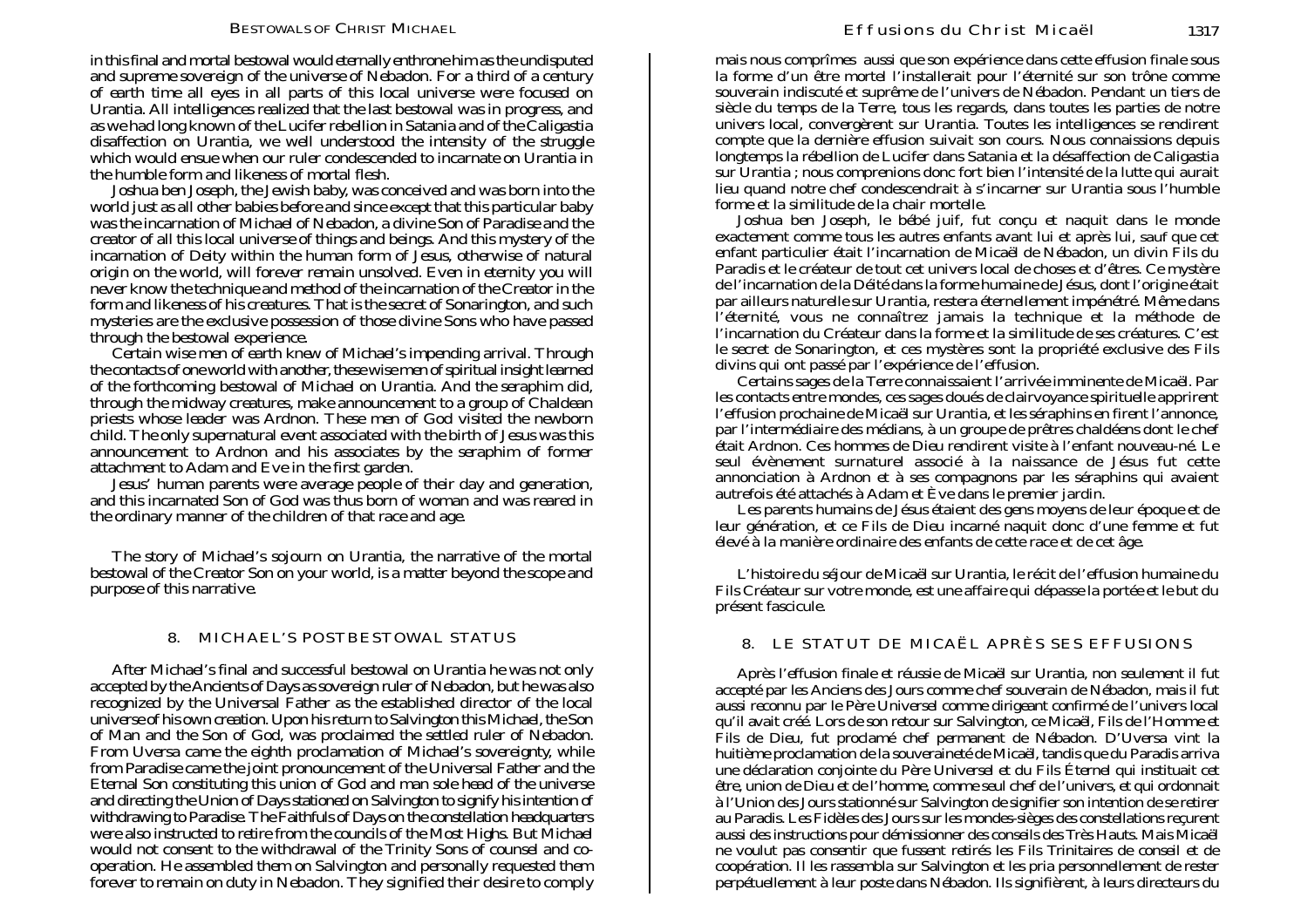in this final and mortal bestowal would eternally enthrone him as the undisputed and supreme sovereign of the universe of Nebadon. For a third of a century of earth time all eyes in all parts of this local universe were focused on Urantia. All intelligences realized that the last bestowal was in progress, and as we had long known of the Lucifer rebellion in Satania and of the Caligastia disaffection on Urantia, we well understood the intensity of the struggle which would ensue when our ruler condescended to incarnate on Urantia in the humble form and likeness of mortal flesh.

Joshua ben Joseph, the Jewish baby, was conceived and was born into the world just as all other babies before and since except that this particular baby was the incarnation of Michael of Nebadon, a divine Son of Paradise and the creator of all this local universe of things and beings. And this mystery of the incarnation of Deity within the human form of Jesus, otherwise of natural origin on the world, will forever remain unsolved. Even in eternity you will never know the technique and method of the incarnation of the Creator in the form and likeness of his creatures. That is the secret of Sonarington, and such mysteries are the exclusive possession of those divine Sons who have passed through the bestowal experience.

Certain wise men of earth knew of Michael's impending arrival. Through the contacts of one world with another, these wise men of spiritual insight learned of the forthcoming bestowal of Michael on Urantia. And the seraphim did, through the midway creatures, make announcement to a group of Chaldean priests whose leader was Ardnon. These men of God visited the newborn child. The only supernatural event associated with the birth of Jesus was this announcement to Ardnon and his associates by the seraphim of former attachment to Adam and Eve in the first garden.

Jesus' human parents were average people of their day and generation, and this incarnated Son of God was thus born of woman and was reared in the ordinary manner of the children of that race and age.

The story of Michael's sojourn on Urantia, the narrative of the mortal bestowal of the Creator Son on your world, is a matter beyond the scope and purpose of this narrative.

## 8. MICHAEL'S POSTBESTOWAL STATUS

After Michael's final and successful bestowal on Urantia he was not only accepted by the Ancients of Days as sovereign ruler of Nebadon, but he was also recognized by the Universal Father as the established director of the local universe of his own creation. Upon his return to Salvington this Michael, the Son of Man and the Son of God, was proclaimed the settled ruler of Nebadon. From Uversa came the eighth proclamation of Michael's sovereignty, while from Paradise came the joint pronouncement of the Universal Father and the Eternal Son constituting this union of God and man sole head of the universe and directing the Union of Days stationed on Salvington to signify his intention of withdrawing to Paradise. The Faithfuls of Days on the constellation headquarters were also instructed to retire from the councils of the Most Highs. But Michael would not consent to the withdrawal of the Trinity Sons of counsel and co-operation. He assembled them on Salvington and personally requested them forever to remain on duty in Nebadon. They signified their desire to comply

mais nous comprîmes aussi que son expérience dans cette effusion finale sous la forme d'un être mortel l'installerait pour l'éternité sur son trône comme souverain indiscuté et suprême de l'univers de Nébadon. Pendant un tiers de siècle du temps de la Terre, tous les regards, dans toutes les parties de notre univers local, convergèrent sur Urantia. Toutes les intelligences se rendirent compte que la dernière effusion suivait son cours. Nous connaissions depuis longtemps la rébellion de Lucifer dans Satania et la désaffection de Caligastia sur Urantia ; nous comprenions donc fort bien l'intensité de la lutte qui aurait lieu quand notre chef condescendrait à s'incarner sur Urantia sous l'humble forme et la similitude de la chair mortelle.

Joshua ben Joseph, le bébé juif, fut conçu et naquit dans le monde exactement comme tous les autres enfants avant lui et après lui, sauf que cet enfant particulier était l'incarnation de Micaël de Nébadon, un divin Fils du Paradis et le créateur de tout cet univers local de choses et d'êtres. Ce mystère de l'incarnation de la Déité dans la forme humaine de Jésus, dont l'origine était par ailleurs naturelle sur Urantia, restera éternellement impénétré. Même dans l'éternité, vous ne connaîtrez jamais la technique et la méthode de l'incarnation du Créateur dans la forme et la similitude de ses créatures. C'est le secret de Sonarington, et ces mystères sont la propriété exclusive des Fils divins qui ont passé par l'expérience de l'effusion.

Certains sages de la Terre connaissaient l'arrivée imminente de Micaël. Par les contacts entre mondes, ces sages doués de clairvoyance spirituelle apprirent l'effusion prochaine de Micaël sur Urantia, et les séraphins en firent l'annonce, par l'intermédiaire des médians, à un groupe de prêtres chaldéens dont le chef était Ardnon. Ces hommes de Dieu rendirent visite à l'enfant nouveau-né. Le seul évènement surnaturel associé à la naissance de Jésus fut cette annonciation à Ardnon et à ses compagnons par les séraphins qui avaient autrefois été attachés à Adam et Ève dans le premier jardin.

Les parents humains de Jésus étaient des gens moyens de leur époque et de leur génération, et ce Fils de Dieu incarné naquit donc d'une femme et fut élevé à la manière ordinaire des enfants de cette race et de cet âge.

L'histoire du séjour de Micaël sur Urantia, le récit de l'effusion humaine du Fils Créateur sur votre monde, est une affaire qui dépasse la portée et le but du présent fascicule.

## 8. LE STATUT DE MICAËL APRÈS SES EFFUSIONS

Après l'effusion finale et réussie de Micaël sur Urantia, non seulement il fut accepté par les Anciens des Jours comme chef souverain de Nébadon, mais il fut aussi reconnu par le Père Universel comme dirigeant confirmé de l'univers local qu'il avait créé. Lors de son retour sur Salvington, ce Micaël, Fils de l'Homme et Fils de Dieu, fut proclamé chef permanent de Nébadon. D'Uversa vint la huitième proclamation de la souveraineté de Micaël, tandis que du Paradis arriva une déclaration conjointe du Père Universel et du Fils Éternel qui instituait cet être, union de Dieu et de l'homme, comme seul chef de l'univers, et qui ordonnait à l'Union des Jours stationné sur Salvington de signifier son intention de se retirer au Paradis. Les Fidèles des Jours sur les mondes-sièges des constellations reçurent aussi des instructions pour démissionner des conseils des Très Hauts. Mais Micaël ne voulut pas consentir que fussent retirés les Fils Trinitaires de conseil et de coopération. Il les rassembla sur Salvington et les pria personnellement de rester perpétuellement à leur poste dans Nébadon. Ils signifièrent, à leurs directeurs du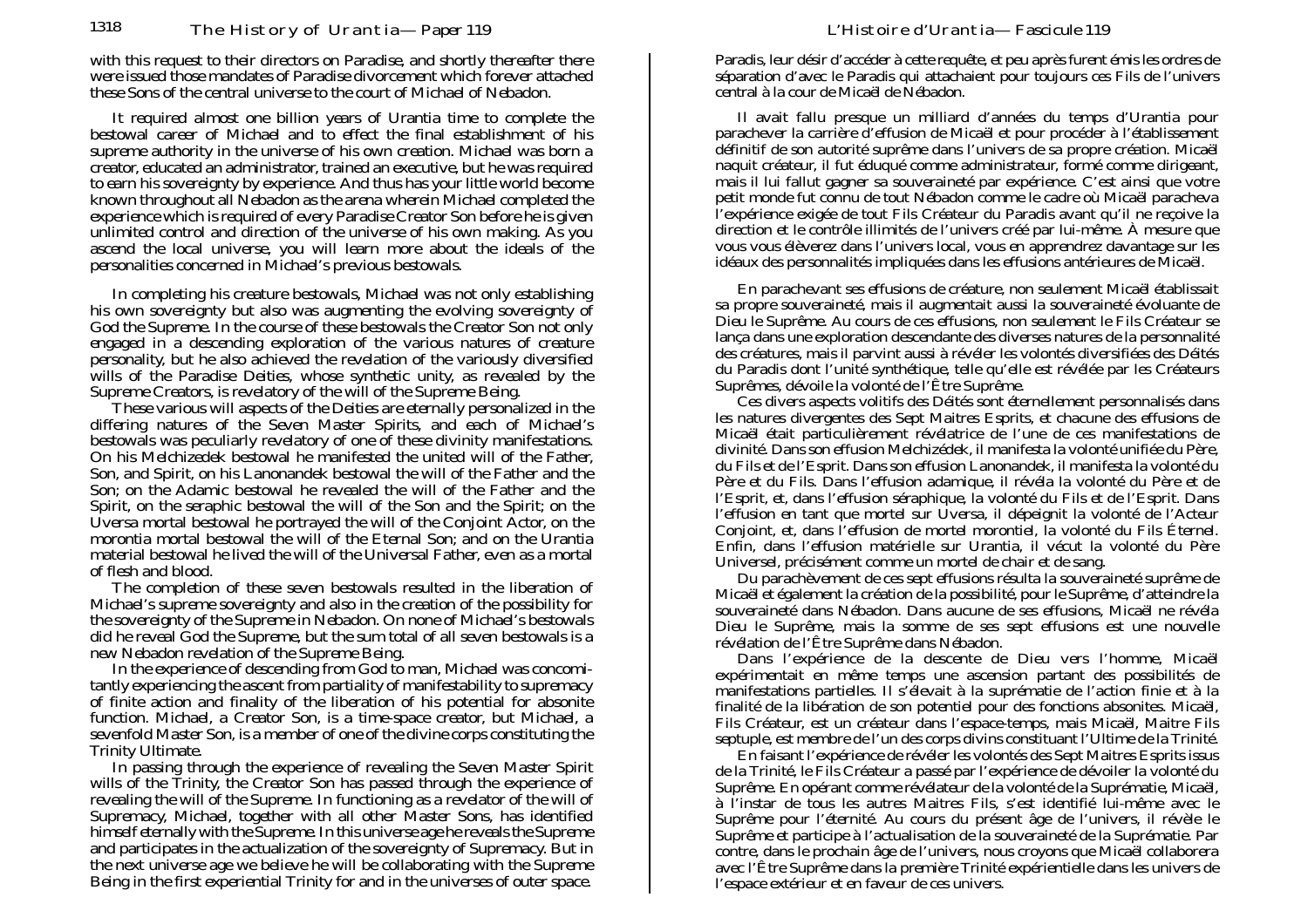with this request to their directors on Paradise, and shortly thereafter there were issued those mandates of Paradise divorcement which forever attached these Sons of the central universe to the court of Michael of Nebadon.

It required almost one billion years of Urantia time to complete the bestowal career of Michael and to effect the final establishment of his supreme authority in the universe of his own creation. Michael was born a creator, educated an administrator, trained an executive, but he was required to earn his sovereignty by experience. And thus has your little world become known throughout all Nebadon as the arena wherein Michael completed the experience which is required of every Paradise Creator Son before he is given unlimited control and direction of the universe of his own making. As you ascend the local universe, you will learn more about the ideals of the personalities concerned in Michael's previous bestowals.

In completing his creature bestowals, Michael was not only establishing his own sovereignty but also was augmenting the evolving sovereignty of God the Supreme. In the course of these bestowals the Creator Son not only engaged in a descending exploration of the various natures of creature personality, but he also achieved the revelation of the variously diversified wills of the Paradise Deities, whose synthetic unity, as revealed by the Supreme Creators, is revelatory of the will of the Supreme Being.

These various will aspects of the Deities are eternally personalized in the differing natures of the Seven Master Spirits, and each of Michael's bestowals was peculiarly revelatory of one of these divinity manifestations. On his Melchizedek bestowal he manifested the united will of the Father, Son, and Spirit, on his Lanonandek bestowal the will of the Father and the Son; on the Adamic bestowal he revealed the will of the Father and the Spirit, on the seraphic bestowal the will of the Son and the Spirit; on the Uversa mortal bestowal he portrayed the will of the Conjoint Actor, on the morontia mortal bestowal the will of the Eternal Son; and on the Urantia material bestowal he lived the will of the Universal Father, even as a mortal of flesh and blood.

The completion of these seven bestowals resulted in the liberation of Michael's supreme sovereignty and also in the creation of the possibility for the sovereignty of the Supreme in Nebadon. On none of Michael's bestowals did he reveal God the Supreme, but the sum total of all seven bestowals is a new Nebadon revelation of the Supreme Being.

In the experience of descending from God to man, Michael was concomitantly experiencing the ascent from partiality of manifestability to supremacy of finite action and finality of the liberation of his potential for absonite function. Michael, a Creator Son, is a time-space creator, but Michael, a sevenfold Master Son, is a member of one of the divine corps constituting the Trinity Ultimate.

In passing through the experience of revealing the Seven Master Spirit wills of the Trinity, the Creator Son has passed through the experience of revealing the will of the Supreme. In functioning as a revelator of the will of Supremacy, Michael, together with all other Master Sons, has identified himself eternally with the Supreme. In this universe age he reveals the Supreme and participates in the actualization of the sovereignty of Supremacy. But in the next universe age we believe he will be collaborating with the Supreme Being in the first experiential Trinity for and in the universes of outer space.

Paradis, leur désir d'accéder à cette requête, et peu après furent émis les ordres de séparation d'avec le Paradis qui attachaient pour toujours ces Fils de l'univers central à la cour de Micaël de Nébadon.

Il avait fallu presque un milliard d'années du temps d'Urantia pour parachever la carrière d'effusion de Micaël et pour procéder à l'établissement définitif de son autorité suprême dans l'univers de sa propre création. Micaël naquit créateur, il fut éduqué comme administrateur, formé comme dirigeant, mais il lui fallut gagner sa souveraineté par expérience. C'est ainsi que votre petit monde fut connu de tout Nébadon comme le cadre où Micaël paracheva l'expérience exigée de tout Fils Créateur du Paradis avant qu'il ne reçoive la direction et le contrôle illimités de l'univers créé par lui-même. À mesure que vous vous élèverez dans l'univers local, vous en apprendrez davantage sur les idéaux des personnalités impliquées dans les effusions antérieures de Micaël.

En parachevant ses effusions de créature, non seulement Micaël établissait sa propre souveraineté, mais il augmentait aussi la souveraineté évoluante de Dieu le Suprême. Au cours de ces effusions, non seulement le Fils Créateur se lança dans une exploration descendante des diverses natures de la personnalité des créatures, mais il parvint aussi à révéler les volontés diversifiées des Déités du Paradis dont l'unité synthétique, telle qu'elle est révélée par les Créateurs Suprêmes, dévoile la volonté de l'Être Suprême.

Ces divers aspects volitifs des Déités sont éternellement personnalisés dans les natures divergentes des Sept Maitres Esprits, et chacune des effusions de Micaël était particulièrement révélatrice de l'une de ces manifestations de divinité. Dans son effusion Melchizédek, il manifesta la volonté unifiée du Père, du Fils et de l'Esprit. Dans son effusion Lanonandek, il manifesta la volonté du Père et du Fils. Dans l'effusion adamique, il révéla la volonté du Père et de l'Esprit, et, dans l'effusion séraphique, la volonté du Fils et de l'Esprit. Dans l'effusion en tant que mortel sur Uversa, il dépeignit la volonté de l'Acteur Conjoint, et, dans l'effusion de mortel morontiel, la volonté du Fils Éternel. Enfin, dans l'effusion matérielle sur Urantia, il vécut la volonté du Père Universel, précisément comme un mortel de chair et de sang.

Du parachèvement de ces sept effusions résulta la souveraineté suprême de Micaël et également la création de la possibilité, pour le Suprême, d'atteindre la souveraineté dans Nébadon. Dans aucune de ses effusions, Micaël ne révéla Dieu le Suprême, mais la somme de ses sept effusions est une nouvelle révélation de l'Être Suprême dans Nébadon.

Dans l'expérience de la descente de Dieu vers l'homme, Micaël expérimentait en même temps une ascension partant des possibilités de manifestations partielles. Il s'élevait à la suprématie de l'action finie et à la finalité de la libération de son potentiel pour des fonctions absonites. Micaël, Fils Créateur, est un créateur dans l'espace-temps, mais Micaël, Maitre Fils septuple, est membre de l'un des corps divins constituant l'Ultime de la Trinité.

En faisant l'expérience de révéler les volontés des Sept Maitres Esprits issus de la Trinité, le Fils Créateur a passé par l'expérience de dévoiler la volonté du Suprême. En opérant comme révélateur de la volonté de la Suprématie, Micaël, à l'instar de tous les autres Maitres Fils, s'est identifié lui-même avec le Suprême pour l'éternité. Au cours du présent âge de l'univers, il révèle le Suprême et participe à l'actualisation de la souveraineté de la Suprématie. Par contre, dans le prochain âge de l'univers, nous croyons que Micaël collaborera avec l'Être Suprême dans la première Trinité expérientielle dans les univers de l'espace extérieur et en faveur de ces univers.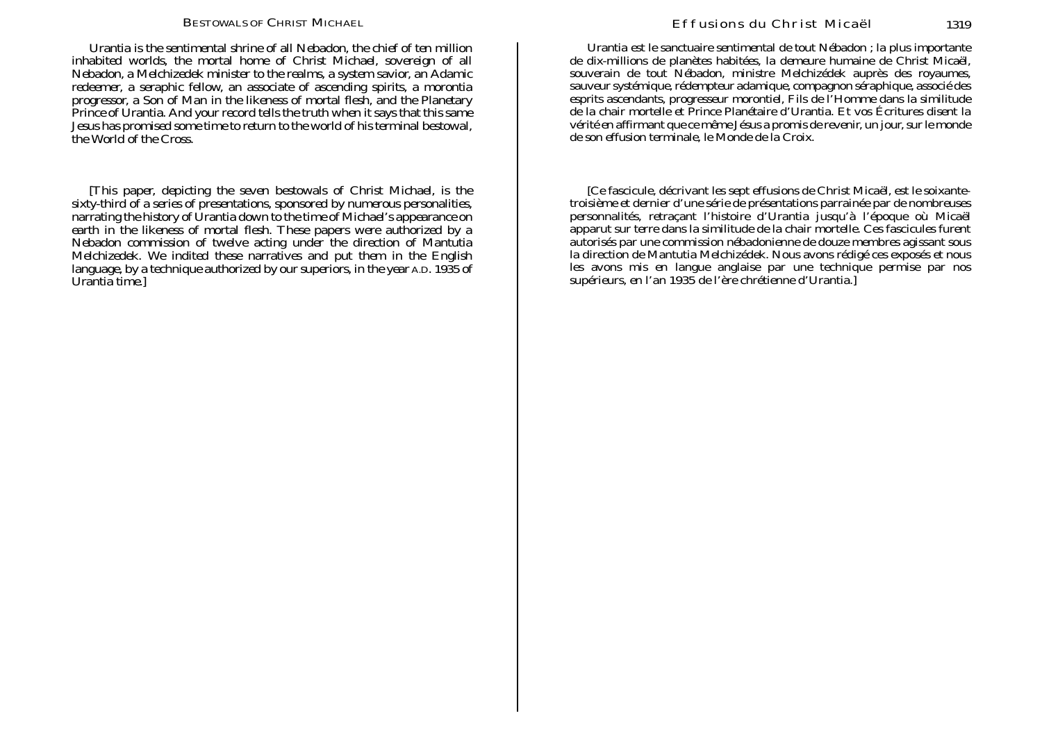Urantia is the sentimental shrine of all Nebadon, the chief of ten million inhabited worlds, the mortal home of Christ Michael, sovereign of all Nebadon, a Melchizedek minister to the realms, a system savior, an Adamic redeemer, a seraphic fellow, an associate of ascending spirits, a morontia progressor, a Son of Man in the likeness of mortal flesh, and the Planetary Prince of Urantia. And your record tells the truth when it says that this same Jesus has promised some time to return to the world of his terminal bestowal, the World of the Cross.

[This paper, depicting the seven bestowals of Christ Michael, is the sixty-third of a series of presentations, sponsored by numerous personalities, narrating the history of Urantia down to the time of Michael's appearance on earth in the likeness of mortal flesh. These papers were authorized by a Nebadon commission of twelve acting under the direction of Mantutia Melchizedek. We indited these narratives and put them in the English language, by a technique authorized by our superiors, in the year A.D. 1935 of Urantia time.]

Urantia est le sanctuaire sentimental de tout Nébadon ; la plus importante de dix-millions de planètes habitées, la demeure humaine de Christ Micaël, souverain de tout Nébadon, ministre Melchizédek auprès des royaumes, sauveur systémique, rédempteur adamique, compagnon séraphique, associé des esprits ascendants, progresseur morontiel, Fils de l'Homme dans la similitude de la chair mortelle et Prince Planétaire d'Urantia. Et vos Écritures disent la vérité en affirmant que ce même Jésus a promis de revenir, un jour, sur le monde de son effusion terminale, le Monde de la Croix.

[Ce fascicule, décrivant les sept effusions de Christ Micaël, est le soixante-troisième et dernier d'une série de présentations parrainée par de nombreuses personnalités, retraçant l'histoire d'Urantia jusqu'à l'époque où Micaël apparut sur terre dans la similitude de la chair mortelle. Ces fascicules furent autorisés par une commission nébadonienne de douze membres agissant sous la direction de Mantutia Melchizédek. Nous avons rédigé ces exposés et nous les avons mis en langue anglaise par une technique permise par nos supérieurs, en l'an 1935 de l'ère chrétienne d'Urantia.]